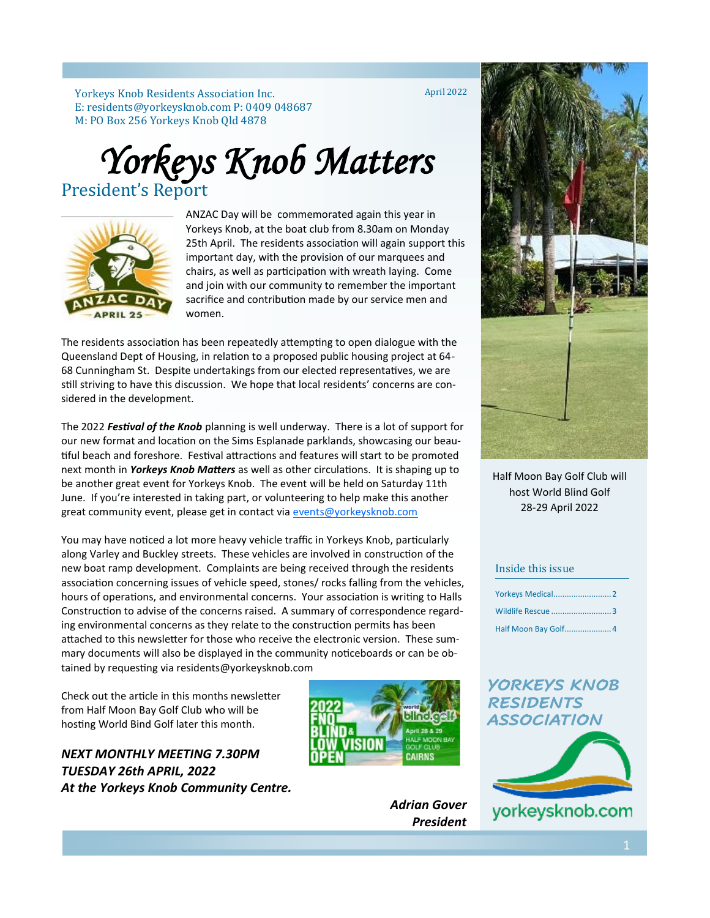Yorkeys Knob Residents Association Inc.
E: residents@yorkeysknob.com P: 0409 048687
M: PO Box 256 Yorkeys Knob Qld 4878

April 2022

# *Yorkeys Knob Matters*

## President's Report

ANZAC Day will be commemorated again this year in Yorkeys Knob, at the boat club from 8.30am on Monday 25th April. The residents association will again support this important day, with the provision of our marquees and chairs, as well as participation with wreath laying. Come and join with our community to remember the important sacrifice and contribution made by our service men and women.

The residents association has been repeatedly attempting to open dialogue with the Queensland Dept of Housing, in relation to a proposed public housing project at 64-68 Cunningham St. Despite undertakings from our elected representatives, we are still striving to have this discussion. We hope that local residents' concerns are considered in the development.

The 2022 ***Festival of the Knob*** planning is well underway. There is a lot of support for our new format and location on the Sims Esplanade parklands, showcasing our beautiful beach and foreshore. Festival attractions and features will start to be promoted next month in ***Yorkeys Knob Matters*** as well as other circulations. It is shaping up to be another great event for Yorkeys Knob. The event will be held on Saturday 11th June. If you're interested in taking part, or volunteering to help make this another great community event, please get in contact via events@yorkeysknob.com

You may have noticed a lot more heavy vehicle traffic in Yorkeys Knob, particularly along Varley and Buckley streets. These vehicles are involved in construction of the new boat ramp development. Complaints are being received through the residents association concerning issues of vehicle speed, stones/ rocks falling from the vehicles, hours of operations, and environmental concerns. Your association is writing to Halls Construction to advise of the concerns raised. A summary of correspondence regarding environmental concerns as they relate to the construction permits has been attached to this newsletter for those who receive the electronic version. These summary documents will also be displayed in the community noticeboards or can be obtained by requesting via residents@yorkeysknob.com

Check out the article in this months newsletter from Half Moon Bay Golf Club who will be hosting World Bind Golf later this month.

***NEXT MONTHLY MEETING 7.30PM TUESDAY 26th APRIL, 2022 At the Yorkeys Knob Community Centre.***

***Adrian Gover***
***President***

Half Moon Bay Golf Club will host World Blind Golf 28-29 April 2022

### Inside this issue

- Yorkeys Medical .......................... 2
- Wildlife Rescue .......................... 3
- Half Moon Bay Golf..................... 4

**YORKEYS KNOB RESIDENTS ASSOCIATION**

yorkeysknob.com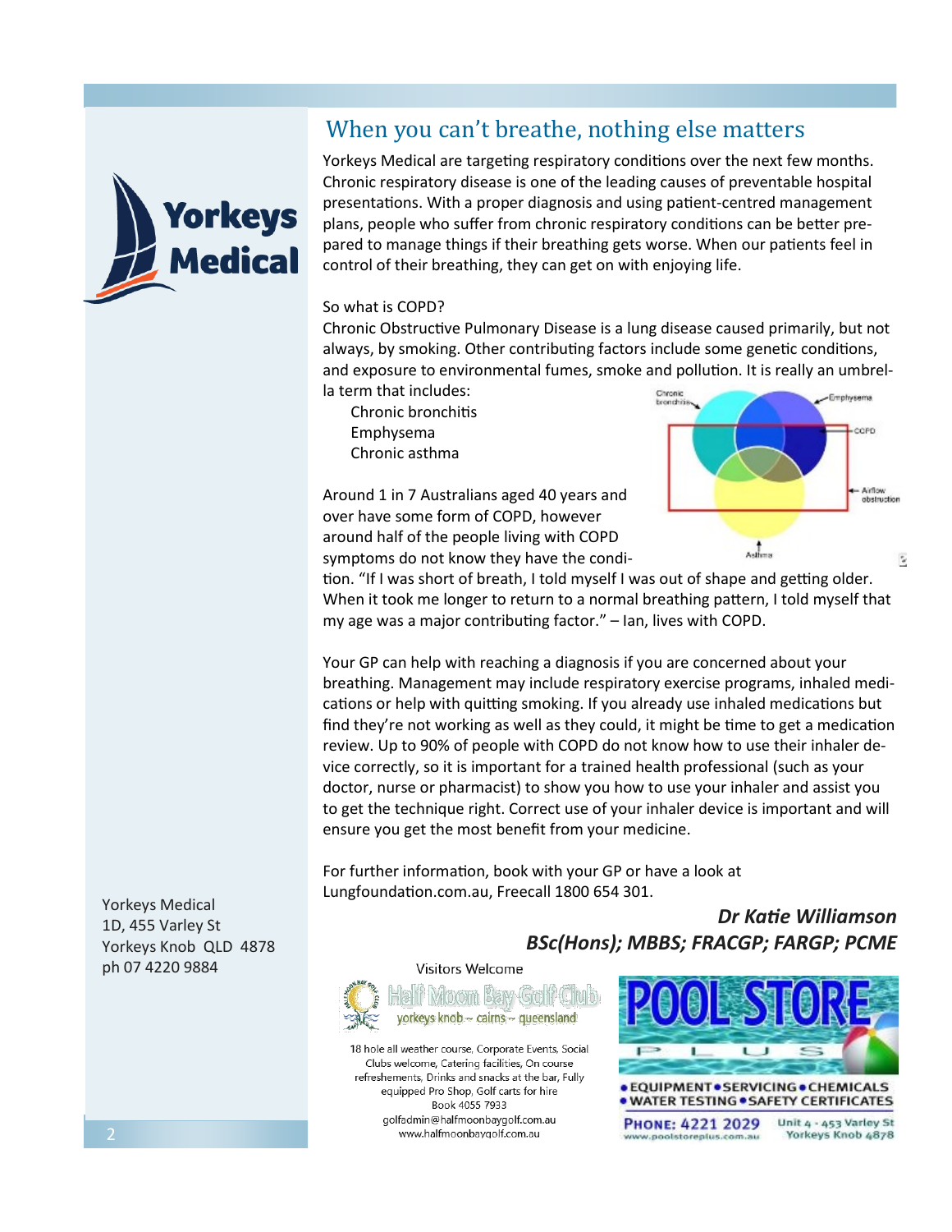# When you can't breathe, nothing else matters

Yorkeys Medical are targeting respiratory conditions over the next few months. Chronic respiratory disease is one of the leading causes of preventable hospital presentations. With a proper diagnosis and using patient-centred management plans, people who suffer from chronic respiratory conditions can be better prepared to manage things if their breathing gets worse. When our patients feel in control of their breathing, they can get on with enjoying life.

So what is COPD?

Chronic Obstructive Pulmonary Disease is a lung disease caused primarily, but not always, by smoking. Other contributing factors include some genetic conditions, and exposure to environmental fumes, smoke and pollution. It is really an umbrella term that includes:

- Chronic bronchitis
- Emphysema
- Chronic asthma

Around 1 in 7 Australians aged 40 years and over have some form of COPD, however around half of the people living with COPD symptoms do not know they have the condition. "If I was short of breath, I told myself I was out of shape and getting older. When it took me longer to return to a normal breathing pattern, I told myself that my age was a major contributing factor." – Ian, lives with COPD.

Your GP can help with reaching a diagnosis if you are concerned about your breathing. Management may include respiratory exercise programs, inhaled medications or help with quitting smoking. If you already use inhaled medications but find they're not working as well as they could, it might be time to get a medication review. Up to 90% of people with COPD do not know how to use their inhaler device correctly, so it is important for a trained health professional (such as your doctor, nurse or pharmacist) to show you how to use your inhaler and assist you to get the technique right. Correct use of your inhaler device is important and will ensure you get the most benefit from your medicine.

For further information, book with your GP or have a look at Lungfoundation.com.au, Freecall 1800 654 301.

***Dr Katie Williamson***
***BSc(Hons); MBBS; FRACGP; FARGP; PCME***

Yorkeys Medical
1D, 455 Varley St
Yorkeys Knob QLD 4878
ph 07 4220 9884

Visitors Welcome

**Half Moon Bay Golf Club**
yorkeys knob ~ cairns ~ queensland

18 hole all weather course, Corporate Events, Social Clubs welcome, Catering facilities, On course refreshements, Drinks and snacks at the bar, Fully equipped Pro Shop, Golf carts for hire
Book 4055 7933
golfadmin@halfmoonbaygolf.com.au
www.halfmoonbaygolf.com.au

**POOL STORE PLUS**

• EQUIPMENT • SERVICING • CHEMICALS
• WATER TESTING • SAFETY CERTIFICATES

PHONE: 4221 2029
www.poolstoreplus.com.au
Unit 4 - 453 Varley St
Yorkeys Knob 4878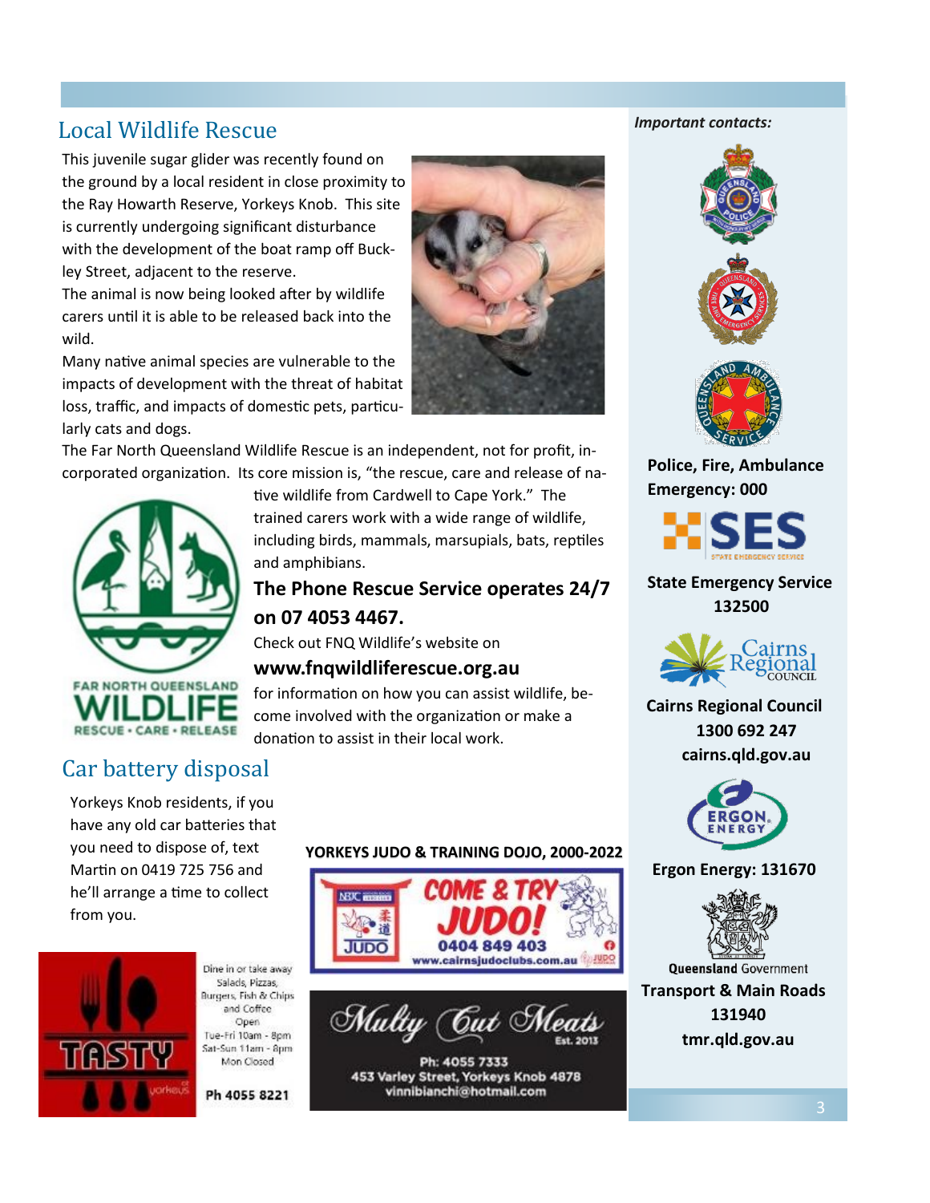## Local Wildlife Rescue

This juvenile sugar glider was recently found on the ground by a local resident in close proximity to the Ray Howarth Reserve, Yorkeys Knob. This site is currently undergoing significant disturbance with the development of the boat ramp off Buckley Street, adjacent to the reserve.

The animal is now being looked after by wildlife carers until it is able to be released back into the wild.

Many native animal species are vulnerable to the impacts of development with the threat of habitat loss, traffic, and impacts of domestic pets, particularly cats and dogs.

The Far North Queensland Wildlife Rescue is an independent, not for profit, incorporated organization. Its core mission is, "the rescue, care and release of native wildlife from Cardwell to Cape York." The trained carers work with a wide range of wildlife, including birds, mammals, marsupials, bats, reptiles and amphibians.

FAR NORTH QUEENSLAND WILDLIFE RESCUE • CARE • RELEASE

**The Phone Rescue Service operates 24/7 on 07 4053 4467.**

Check out FNQ Wildlife's website on

**www.fnqwildliferescue.org.au**

for information on how you can assist wildlife, become involved with the organization or make a donation to assist in their local work.

## Car battery disposal

Yorkeys Knob residents, if you have any old car batteries that you need to dispose of, text Martin on 0419 725 756 and he'll arrange a time to collect from you.

**TASTY** Yorkeys

Dine in or take away
Salads, Pizzas, Burgers, Fish & Chips and Coffee
Open
Tue-Fri 10am - 8pm
Sat-Sun 11am - 8pm
Mon Closed

**Ph 4055 8221**

**YORKEYS JUDO & TRAINING DOJO, 2000-2022**

COME & TRY JUDO!
0404 849 403
www.cairnsjudoclubs.com.au

Multy Cut Meats
Est. 2013
Ph: 4055 7333
453 Varley Street, Yorkeys Knob 4878
vinnibianchi@hotmail.com

*Important contacts:*

**Police, Fire, Ambulance Emergency: 000**

**State Emergency Service 132500**

**Cairns Regional Council**
**1300 692 247**
**cairns.qld.gov.au**

**Ergon Energy: 131670**

**Queensland Government**
**Transport & Main Roads**
**131940**
**tmr.qld.gov.au**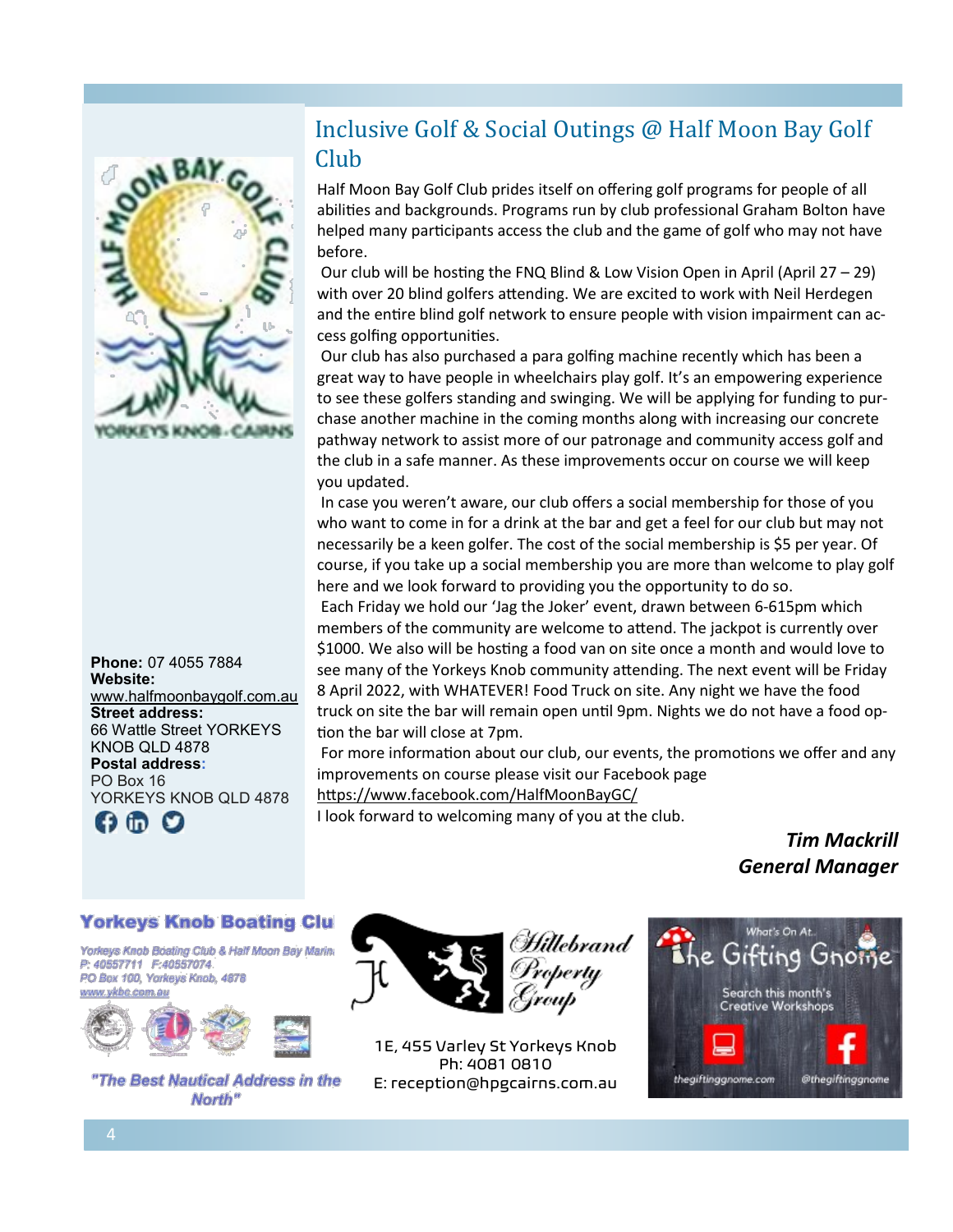# Inclusive Golf & Social Outings @ Half Moon Bay Golf Club

Half Moon Bay Golf Club prides itself on offering golf programs for people of all abilities and backgrounds. Programs run by club professional Graham Bolton have helped many participants access the club and the game of golf who may not have before.

Our club will be hosting the FNQ Blind & Low Vision Open in April (April 27 – 29) with over 20 blind golfers attending. We are excited to work with Neil Herdegen and the entire blind golf network to ensure people with vision impairment can access golfing opportunities.

Our club has also purchased a para golfing machine recently which has been a great way to have people in wheelchairs play golf. It's an empowering experience to see these golfers standing and swinging. We will be applying for funding to purchase another machine in the coming months along with increasing our concrete pathway network to assist more of our patronage and community access golf and the club in a safe manner. As these improvements occur on course we will keep you updated.

In case you weren't aware, our club offers a social membership for those of you who want to come in for a drink at the bar and get a feel for our club but may not necessarily be a keen golfer. The cost of the social membership is $5 per year. Of course, if you take up a social membership you are more than welcome to play golf here and we look forward to providing you the opportunity to do so.

Each Friday we hold our 'Jag the Joker' event, drawn between 6-615pm which members of the community are welcome to attend. The jackpot is currently over $1000. We also will be hosting a food van on site once a month and would love to see many of the Yorkeys Knob community attending. The next event will be Friday 8 April 2022, with WHATEVER! Food Truck on site. Any night we have the food truck on site the bar will remain open until 9pm. Nights we do not have a food option the bar will close at 7pm.

For more information about our club, our events, the promotions we offer and any improvements on course please visit our Facebook page https://www.facebook.com/HalfMoonBayGC/

I look forward to welcoming many of you at the club.

***Tim Mackrill***
***General Manager***

HALF MOON BAY GOLF CLUB
YORKEYS KNOB · CAIRNS

**Phone:** 07 4055 7884
**Website:** www.halfmoonbaygolf.com.au
**Street address:** 66 Wattle Street YORKEYS KNOB QLD 4878
**Postal address:** PO Box 16
YORKEYS KNOB QLD 4878

**Yorkeys Knob Boating Clu**

*Yorkeys Knob Boating Club & Half Moon Bay Marin*
*P: 40557711 F:40557074*
*PO Box 100, Yorkeys Knob, 4878*
*www.ykbc.com.au*

***"The Best Nautical Address in the North"***

Hillebrand Property Group

1E, 455 Varley St Yorkeys Knob
Ph: 4081 0810
E: reception@hpgcairns.com.au

What's On At...
The Gifting Gnome
Search this month's Creative Workshops
thegiftinggnome.com
@thegiftinggnome